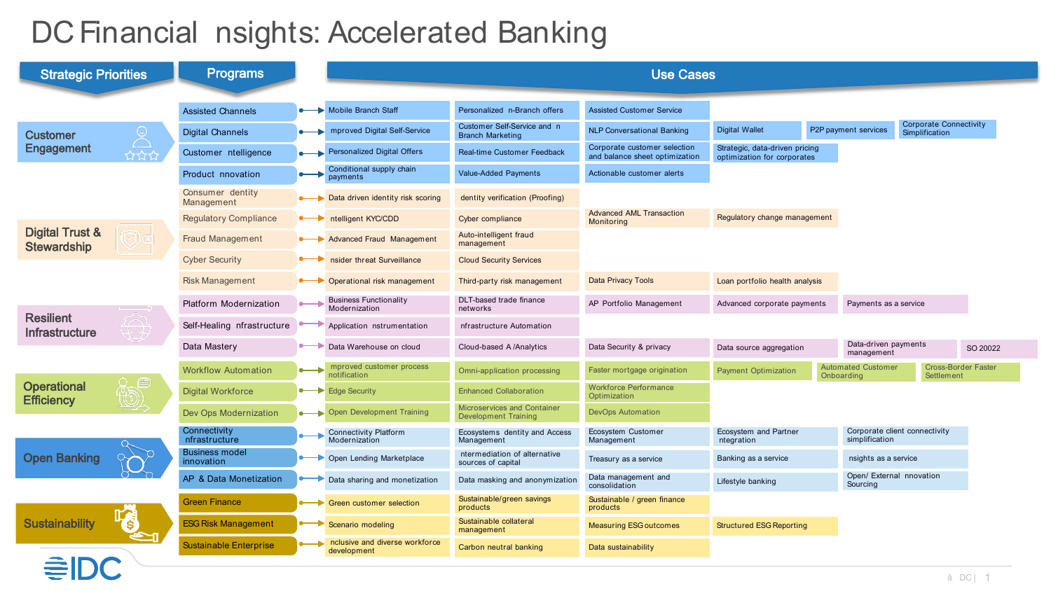# DC Financial nsights: Accelerated Banking

| Strategic Priorities | Programs | Use Cases | | | | |
|---|---|---|---|---|---|---|
| Customer Engagement | Assisted Channels | Mobile Branch Staff | Personalized n-Branch offers | Assisted Customer Service | | |
| | Digital Channels | mproved Digital Self-Service | Customer Self-Service and n Branch Marketing | NLP Conversational Banking | Digital Wallet | P2P payment services | Corporate Connectivity Simplification |
| | Customer ntelligence | Personalized Digital Offers | Real-time Customer Feedback | Corporate customer selection and balance sheet optimization | Strategic, data-driven pricing optimization for corporates | |
| | Product nnovation | Conditional supply chain payments | Value-Added Payments | Actionable customer alerts | | |
| Digital Trust & Stewardship | Consumer dentity Management | Data driven identity risk scoring | dentity verification (Proofing) | | | |
| | Regulatory Compliance | ntelligent KYC/CDD | Cyber compliance | Advanced AML Transaction Monitoring | Regulatory change management | |
| | Fraud Management | Advanced Fraud Management | Auto-intelligent fraud management | | | |
| | Cyber Security | nsider threat Surveillance | Cloud Security Services | | | |
| | Risk Management | Operational risk management | Third-party risk management | Data Privacy Tools | Loan portfolio health analysis | |
| Resilient Infrastructure | Platform Modernization | Business Functionality Modernization | DLT-based trade finance networks | AP Portfolio Management | Advanced corporate payments | Payments as a service |
| | Self-Healing nfrastructure | Application nstrumentation | nfrastructure Automation | | | |
| | Data Mastery | Data Warehouse on cloud | Cloud-based A /Analytics | Data Security & privacy | Data source aggregation | Data-driven payments management | SO 20022 |
| Operational Efficiency | Workflow Automation | mproved customer process notification | Omni-application processing | Faster mortgage origination | Payment Optimization | Automated Customer Onboarding | Cross-Border Faster Settlement |
| | Digital Workforce | Edge Security | Enhanced Collaboration | Workforce Performance Optimization | | |
| | Dev Ops Modernization | Open Development Training | Microservices and Container Development Training | DevOps Automation | | |
| Open Banking | Connectivity nfrastructure | Connectivity Platform Modernization | Ecosystems dentity and Access Management | Ecosystem Customer Management | Ecosystem and Partner ntegration | Corporate client connectivity simplification |
| | Business model innovation | Open Lending Marketplace | ntermediation of alternative sources of capital | Treasury as a service | Banking as a service | nsights as a service |
| | AP & Data Monetization | Data sharing and monetization | Data masking and anonymization | Data management and consolidation | Lifestyle banking | Open/ External nnovation Sourcing |
| Sustainability | Green Finance | Green customer selection | Sustainable/green savings products | Sustainable / green finance products | | |
| | ESG Risk Management | Scenario modeling | Sustainable collateral management | Measuring ESG outcomes | Structured ESG Reporting | |
| | Sustainable Enterprise | nclusive and diverse workforce development | Carbon neutral banking | Data sustainability | | |

IDC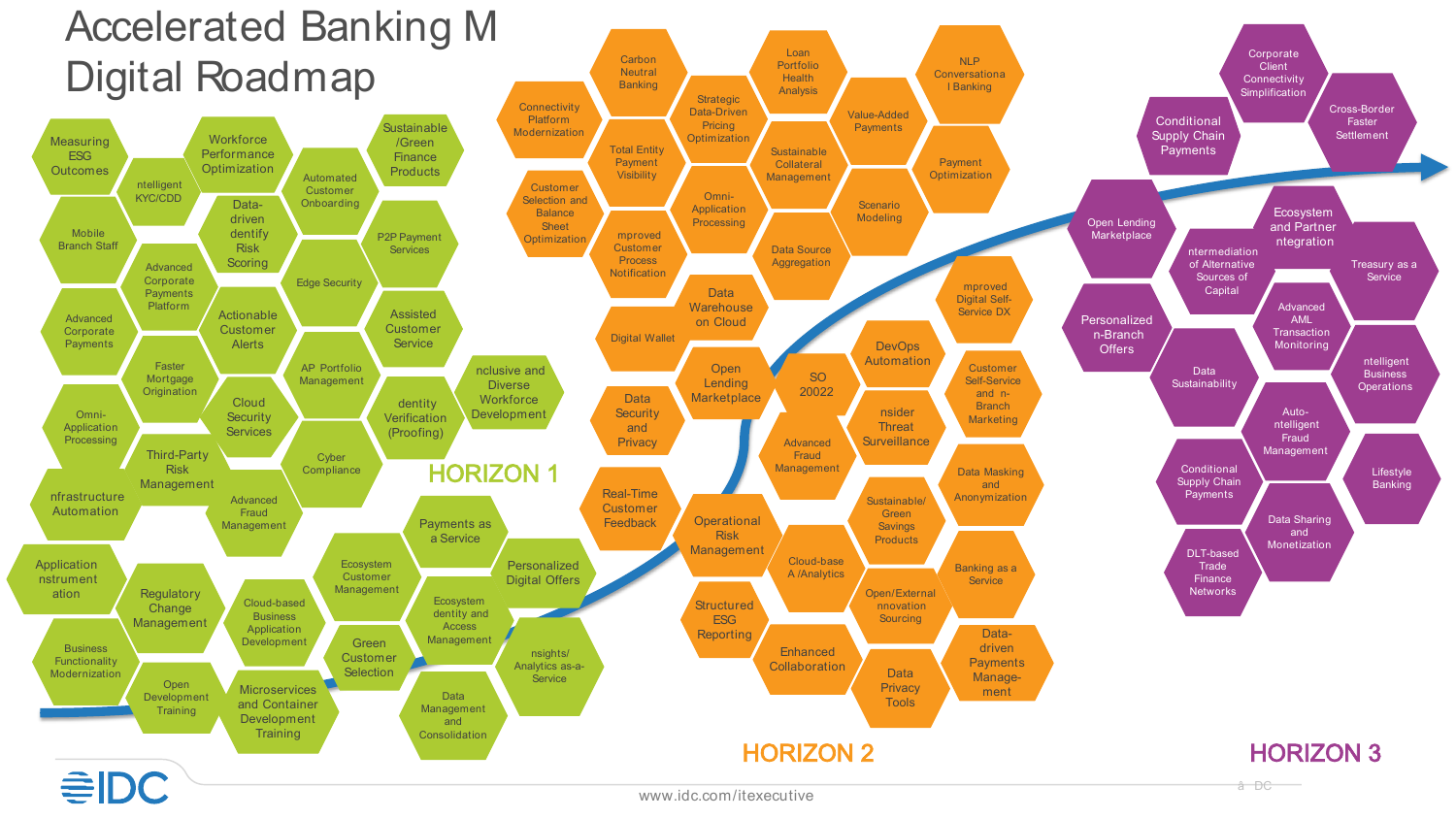# Accelerated Banking M Digital Roadmap

Measuring ESG Outcomes

Workforce Performance Optimization

Sustainable /Green Finance Products

ntelligent KYC/CDD

Automated Customer Onboarding

Mobile Branch Staff

Data-driven dentify Risk Scoring

P2P Payment Services

Advanced Corporate Payments Platform

Edge Security

Advanced Corporate Payments

Actionable Customer Alerts

Assisted Customer Service

Faster Mortgage Origination

AP Portfolio Management

nclusive and Diverse Workforce Development

Omni-Application Processing

Cloud Security Services

dentity Verification (Proofing)

Third-Party Risk Management

Cyber Compliance

nfrastructure Automation

Advanced Fraud Management

Payments as a Service

Application nstrument ation

Ecosystem Customer Management

Personalized Digital Offers

Regulatory Change Management

Cloud-based Business Application Development

Ecosystem dentity and Access Management

Business Functionality Modernization

Green Customer Selection

nsights/ Analytics as-a-Service

Open Development Training

Microservices and Container Development Training

Data Management and Consolidation

HORIZON 1

Carbon Neutral Banking

Loan Portfolio Health Analysis

NLP Conversationa l Banking

Connectivity Platform Modernization

Strategic Data-Driven Pricing Optimization

Value-Added Payments

Total Entity Payment Visibility

Sustainable Collateral Management

Payment Optimization

Customer Selection and Balance Sheet Optimization

Omni-Application Processing

Scenario Modeling

mproved Customer Process Notification

Data Source Aggregation

mproved Digital Self-Service DX

Digital Wallet

Data Warehouse on Cloud

DevOps Automation

Open Lending Marketplace

SO 20022

Customer Self-Service and n-Branch Marketing

Data Security and Privacy

nsider Threat Surveillance

Advanced Fraud Management

Real-Time Customer Feedback

Data Masking and Anonymization

Operational Risk Management

Sustainable/ Green Savings Products

Cloud-base A /Analytics

Banking as a Service

Structured ESG Reporting

Open/External nnovation Sourcing

Enhanced Collaboration

Data-driven Payments Manage-ment

Data Privacy Tools

HORIZON 2

Corporate Client Connectivity Simplification

Conditional Supply Chain Payments

Cross-Border Faster Settlement

Open Lending Marketplace

Ecosystem and Partner ntegration

ntermediation of Alternative Sources of Capital

Treasury as a Service

Personalized n-Branch Offers

Advanced AML Transaction Monitoring

Data Sustainability

ntelligent Business Operations

Auto-ntelligent Fraud Management

Conditional Supply Chain Payments

Lifestyle Banking

Data Sharing and Monetization

DLT-based Trade Finance Networks

HORIZON 3

IDC

www.idc.com/itexecutive